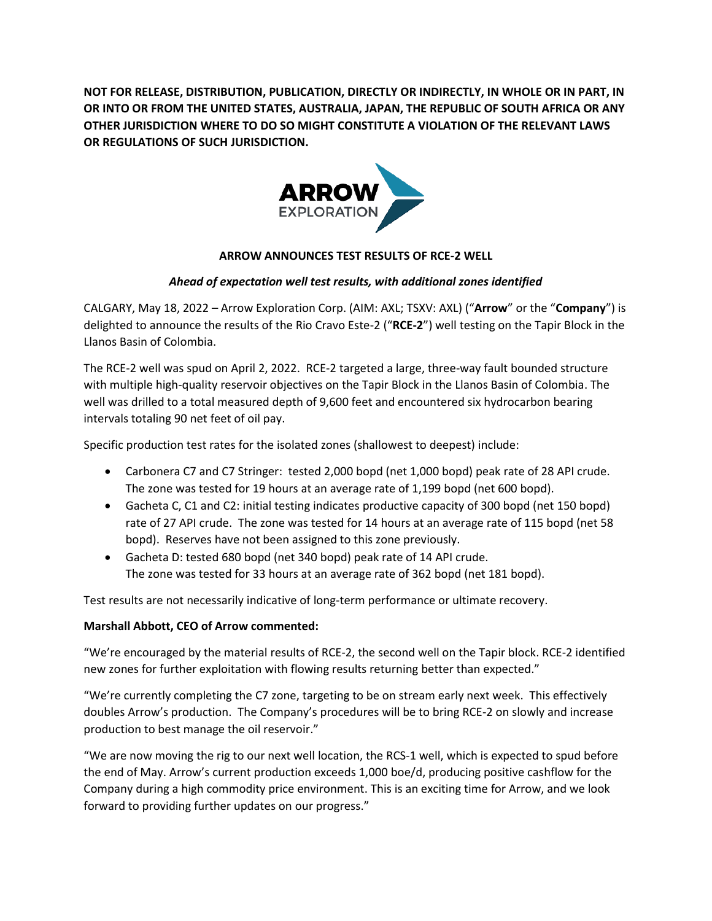**NOT FOR RELEASE, DISTRIBUTION, PUBLICATION, DIRECTLY OR INDIRECTLY, IN WHOLE OR IN PART, IN OR INTO OR FROM THE UNITED STATES, AUSTRALIA, JAPAN, THE REPUBLIC OF SOUTH AFRICA OR ANY OTHER JURISDICTION WHERE TO DO SO MIGHT CONSTITUTE A VIOLATION OF THE RELEVANT LAWS OR REGULATIONS OF SUCH JURISDICTION.**

# ARROW ANNOUNCES TEST RESULTS OF RCE-2 WELL

*Ahead of expectation well test results, with additional zones identified*

CALGARY, May 18, 2022 – Arrow Exploration Corp. (AIM: AXL; TSXV: AXL) ("**Arrow**" or the "**Company**") is delighted to announce the results of the Rio Cravo Este-2 ("**RCE-2**") well testing on the Tapir Block in the Llanos Basin of Colombia.

The RCE-2 well was spud on April 2, 2022. RCE-2 targeted a large, three-way fault bounded structure with multiple high-quality reservoir objectives on the Tapir Block in the Llanos Basin of Colombia. The well was drilled to a total measured depth of 9,600 feet and encountered six hydrocarbon bearing intervals totaling 90 net feet of oil pay.

Specific production test rates for the isolated zones (shallowest to deepest) include:

- Carbonera C7 and C7 Stringer: tested 2,000 bopd (net 1,000 bopd) peak rate of 28 API crude. The zone was tested for 19 hours at an average rate of 1,199 bopd (net 600 bopd).
- Gacheta C, C1 and C2: initial testing indicates productive capacity of 300 bopd (net 150 bopd) rate of 27 API crude. The zone was tested for 14 hours at an average rate of 115 bopd (net 58 bopd). Reserves have not been assigned to this zone previously.
- Gacheta D: tested 680 bopd (net 340 bopd) peak rate of 14 API crude. The zone was tested for 33 hours at an average rate of 362 bopd (net 181 bopd).

Test results are not necessarily indicative of long-term performance or ultimate recovery.

**Marshall Abbott, CEO of Arrow commented:**

"We're encouraged by the material results of RCE-2, the second well on the Tapir block. RCE-2 identified new zones for further exploitation with flowing results returning better than expected."

"We're currently completing the C7 zone, targeting to be on stream early next week. This effectively doubles Arrow's production. The Company's procedures will be to bring RCE-2 on slowly and increase production to best manage the oil reservoir."

"We are now moving the rig to our next well location, the RCS-1 well, which is expected to spud before the end of May. Arrow's current production exceeds 1,000 boe/d, producing positive cashflow for the Company during a high commodity price environment. This is an exciting time for Arrow, and we look forward to providing further updates on our progress."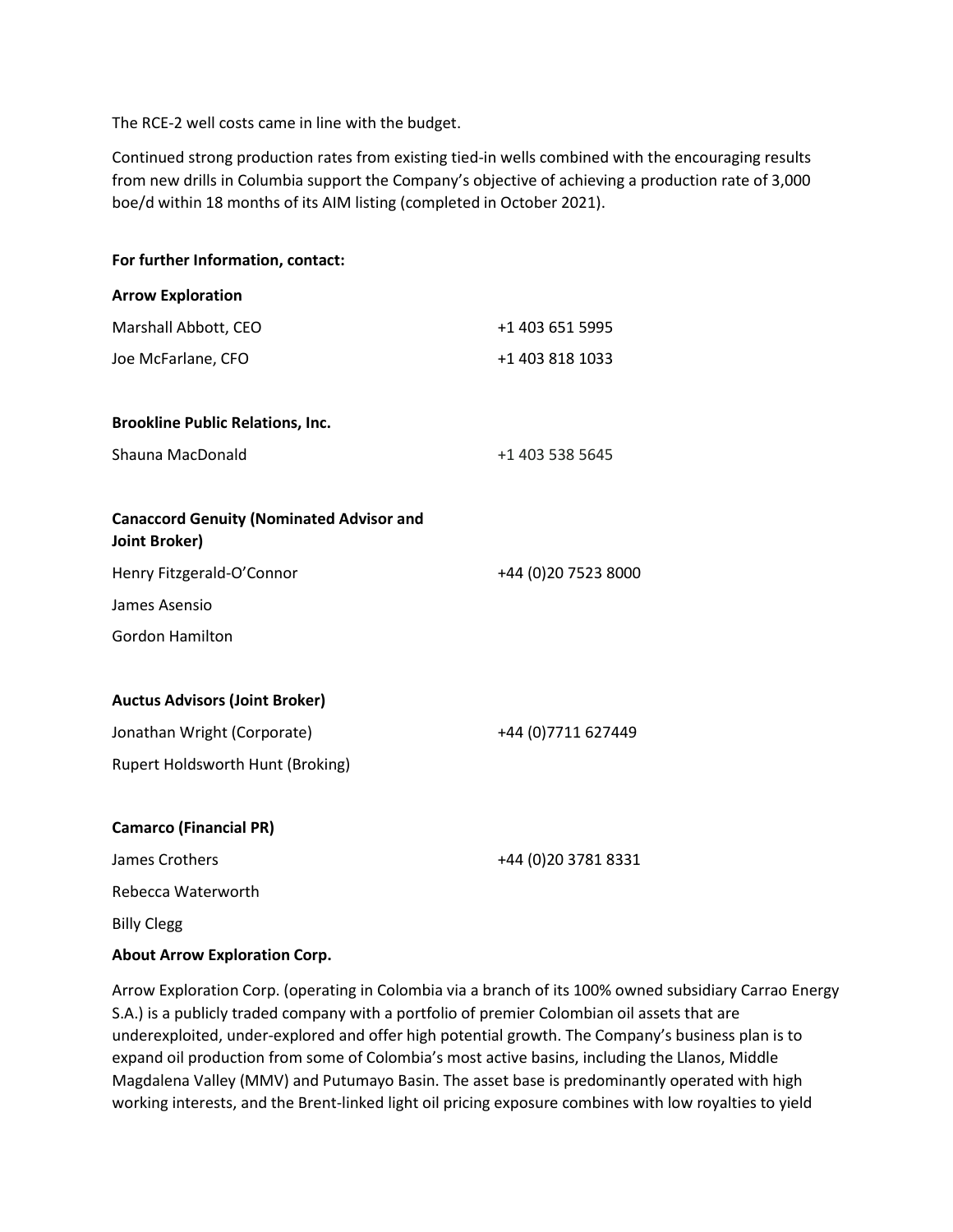The RCE-2 well costs came in line with the budget.

Continued strong production rates from existing tied-in wells combined with the encouraging results from new drills in Columbia support the Company's objective of achieving a production rate of 3,000 boe/d within 18 months of its AIM listing (completed in October 2021).

**For further Information, contact:**

**Arrow Exploration**

| | |
|---|---|
| Marshall Abbott, CEO | +1 403 651 5995 |
| Joe McFarlane, CFO | +1 403 818 1033 |

**Brookline Public Relations, Inc.**

| | |
|---|---|
| Shauna MacDonald | +1 403 538 5645 |

**Canaccord Genuity (Nominated Advisor and Joint Broker)**

| | |
|---|---|
| Henry Fitzgerald-O'Connor | +44 (0)20 7523 8000 |
| James Asensio | |
| Gordon Hamilton | |

**Auctus Advisors (Joint Broker)**

| | |
|---|---|
| Jonathan Wright (Corporate) | +44 (0)7711 627449 |
| Rupert Holdsworth Hunt (Broking) | |

**Camarco (Financial PR)**

| | |
|---|---|
| James Crothers | +44 (0)20 3781 8331 |
| Rebecca Waterworth | |
| Billy Clegg | |

**About Arrow Exploration Corp.**

Arrow Exploration Corp. (operating in Colombia via a branch of its 100% owned subsidiary Carrao Energy S.A.) is a publicly traded company with a portfolio of premier Colombian oil assets that are underexploited, under-explored and offer high potential growth. The Company's business plan is to expand oil production from some of Colombia's most active basins, including the Llanos, Middle Magdalena Valley (MMV) and Putumayo Basin. The asset base is predominantly operated with high working interests, and the Brent-linked light oil pricing exposure combines with low royalties to yield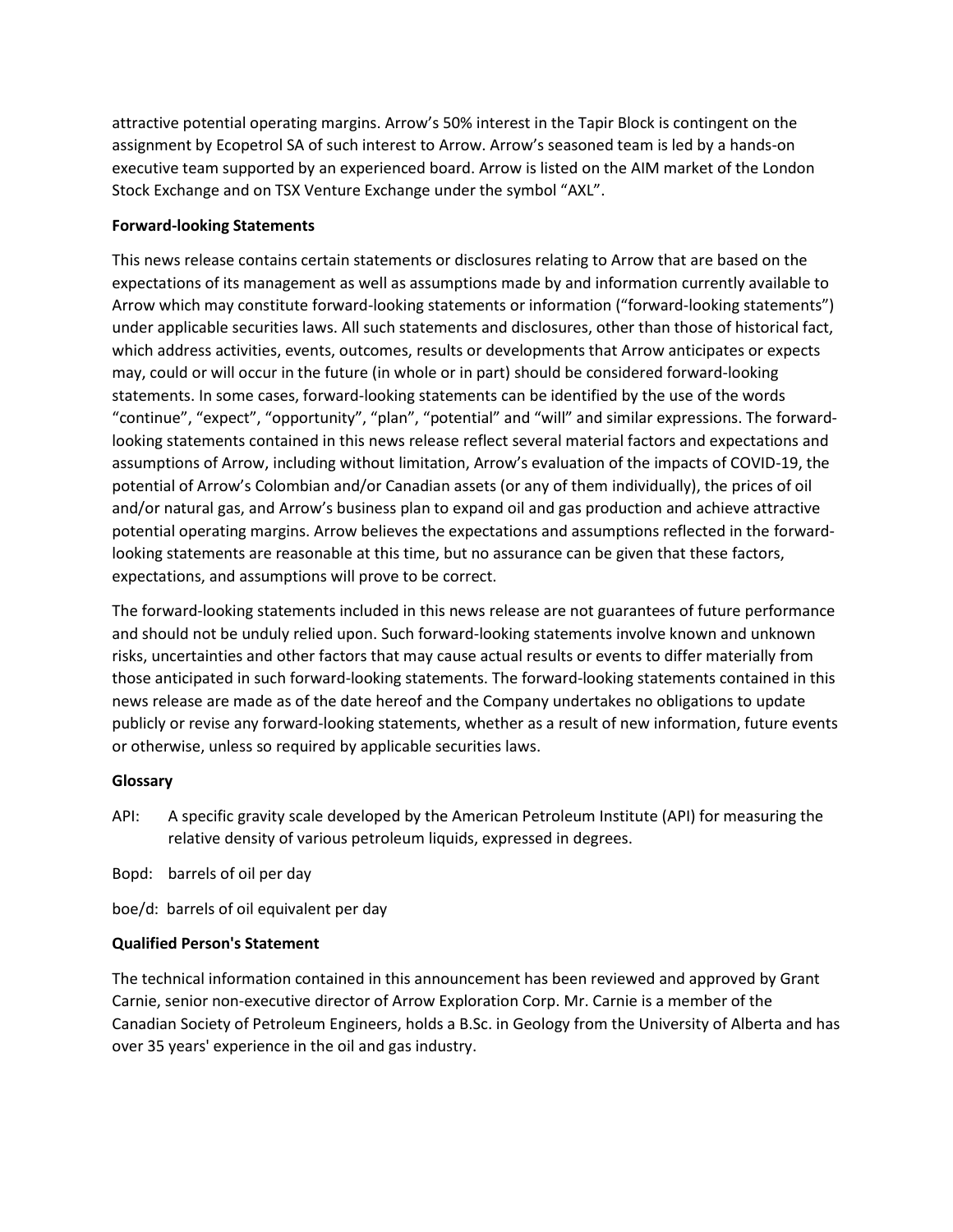attractive potential operating margins. Arrow's 50% interest in the Tapir Block is contingent on the assignment by Ecopetrol SA of such interest to Arrow. Arrow's seasoned team is led by a hands-on executive team supported by an experienced board. Arrow is listed on the AIM market of the London Stock Exchange and on TSX Venture Exchange under the symbol "AXL".

**Forward-looking Statements**

This news release contains certain statements or disclosures relating to Arrow that are based on the expectations of its management as well as assumptions made by and information currently available to Arrow which may constitute forward-looking statements or information ("forward-looking statements") under applicable securities laws. All such statements and disclosures, other than those of historical fact, which address activities, events, outcomes, results or developments that Arrow anticipates or expects may, could or will occur in the future (in whole or in part) should be considered forward-looking statements. In some cases, forward-looking statements can be identified by the use of the words "continue", "expect", "opportunity", "plan", "potential" and "will" and similar expressions. The forward-looking statements contained in this news release reflect several material factors and expectations and assumptions of Arrow, including without limitation, Arrow's evaluation of the impacts of COVID-19, the potential of Arrow's Colombian and/or Canadian assets (or any of them individually), the prices of oil and/or natural gas, and Arrow's business plan to expand oil and gas production and achieve attractive potential operating margins. Arrow believes the expectations and assumptions reflected in the forward-looking statements are reasonable at this time, but no assurance can be given that these factors, expectations, and assumptions will prove to be correct.

The forward-looking statements included in this news release are not guarantees of future performance and should not be unduly relied upon. Such forward-looking statements involve known and unknown risks, uncertainties and other factors that may cause actual results or events to differ materially from those anticipated in such forward-looking statements. The forward-looking statements contained in this news release are made as of the date hereof and the Company undertakes no obligations to update publicly or revise any forward-looking statements, whether as a result of new information, future events or otherwise, unless so required by applicable securities laws.

**Glossary**

API: A specific gravity scale developed by the American Petroleum Institute (API) for measuring the relative density of various petroleum liquids, expressed in degrees.

Bopd: barrels of oil per day

boe/d: barrels of oil equivalent per day

**Qualified Person's Statement**

The technical information contained in this announcement has been reviewed and approved by Grant Carnie, senior non-executive director of Arrow Exploration Corp. Mr. Carnie is a member of the Canadian Society of Petroleum Engineers, holds a B.Sc. in Geology from the University of Alberta and has over 35 years' experience in the oil and gas industry.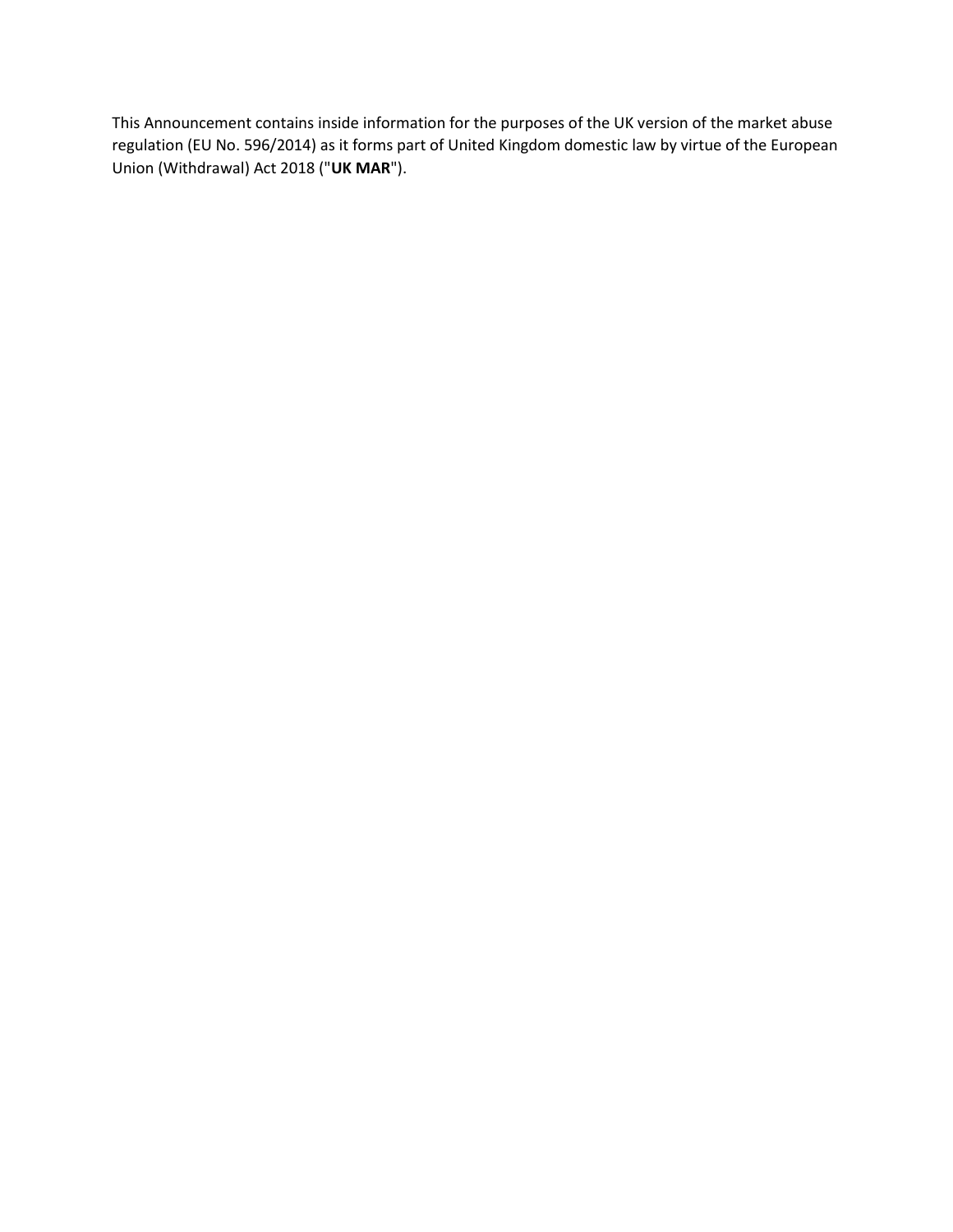This Announcement contains inside information for the purposes of the UK version of the market abuse regulation (EU No. 596/2014) as it forms part of United Kingdom domestic law by virtue of the European Union (Withdrawal) Act 2018 ("**UK MAR**").